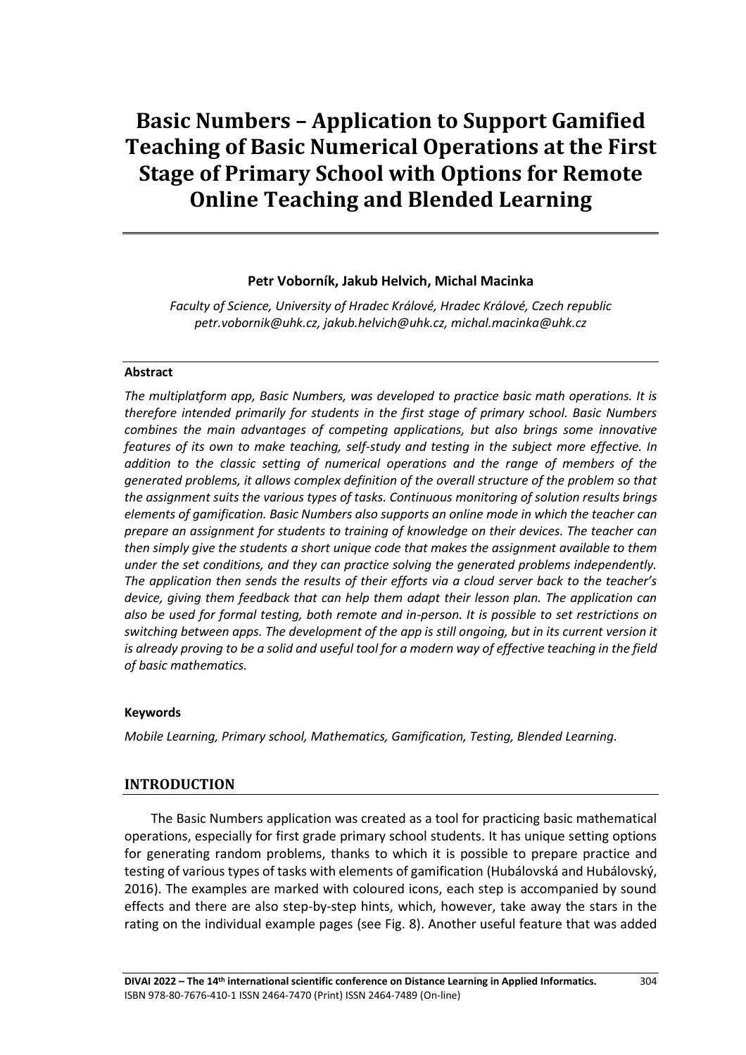# Basic Numbers – Application to Support Gamified Teaching of Basic Numerical Operations at the First Stage of Primary School with Options for Remote Online Teaching and Blended Learning

**Petr Voborník, Jakub Helvich, Michal Macinka**

*Faculty of Science, University of Hradec Králové, Hradec Králové, Czech republic*
*petr.vobornik@uhk.cz, jakub.helvich@uhk.cz, michal.macinka@uhk.cz*

**Abstract**

*The multiplatform app, Basic Numbers, was developed to practice basic math operations. It is therefore intended primarily for students in the first stage of primary school. Basic Numbers combines the main advantages of competing applications, but also brings some innovative features of its own to make teaching, self-study and testing in the subject more effective. In addition to the classic setting of numerical operations and the range of members of the generated problems, it allows complex definition of the overall structure of the problem so that the assignment suits the various types of tasks. Continuous monitoring of solution results brings elements of gamification. Basic Numbers also supports an online mode in which the teacher can prepare an assignment for students to training of knowledge on their devices. The teacher can then simply give the students a short unique code that makes the assignment available to them under the set conditions, and they can practice solving the generated problems independently. The application then sends the results of their efforts via a cloud server back to the teacher's device, giving them feedback that can help them adapt their lesson plan. The application can also be used for formal testing, both remote and in-person. It is possible to set restrictions on switching between apps. The development of the app is still ongoing, but in its current version it is already proving to be a solid and useful tool for a modern way of effective teaching in the field of basic mathematics.*

**Keywords**

*Mobile Learning, Primary school, Mathematics, Gamification, Testing, Blended Learning.*

## INTRODUCTION

The Basic Numbers application was created as a tool for practicing basic mathematical operations, especially for first grade primary school students. It has unique setting options for generating random problems, thanks to which it is possible to prepare practice and testing of various types of tasks with elements of gamification (Hubálovská and Hubálovský, 2016). The examples are marked with coloured icons, each step is accompanied by sound effects and there are also step-by-step hints, which, however, take away the stars in the rating on the individual example pages (see Fig. 8). Another useful feature that was added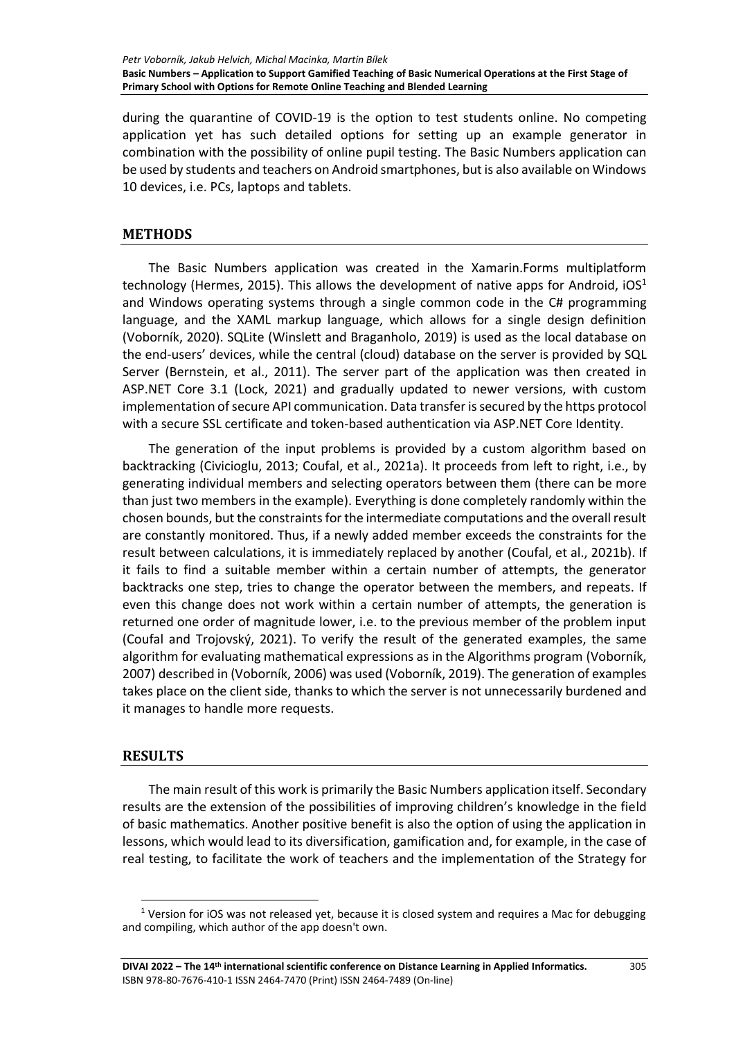during the quarantine of COVID-19 is the option to test students online. No competing application yet has such detailed options for setting up an example generator in combination with the possibility of online pupil testing. The Basic Numbers application can be used by students and teachers on Android smartphones, but is also available on Windows 10 devices, i.e. PCs, laptops and tablets.

## METHODS

The Basic Numbers application was created in the Xamarin.Forms multiplatform technology (Hermes, 2015). This allows the development of native apps for Android, iOS[1] and Windows operating systems through a single common code in the C# programming language, and the XAML markup language, which allows for a single design definition (Voborník, 2020). SQLite (Winslett and Braganholo, 2019) is used as the local database on the end-users' devices, while the central (cloud) database on the server is provided by SQL Server (Bernstein, et al., 2011). The server part of the application was then created in ASP.NET Core 3.1 (Lock, 2021) and gradually updated to newer versions, with custom implementation of secure API communication. Data transfer is secured by the https protocol with a secure SSL certificate and token-based authentication via ASP.NET Core Identity.

The generation of the input problems is provided by a custom algorithm based on backtracking (Civicioglu, 2013; Coufal, et al., 2021a). It proceeds from left to right, i.e., by generating individual members and selecting operators between them (there can be more than just two members in the example). Everything is done completely randomly within the chosen bounds, but the constraints for the intermediate computations and the overall result are constantly monitored. Thus, if a newly added member exceeds the constraints for the result between calculations, it is immediately replaced by another (Coufal, et al., 2021b). If it fails to find a suitable member within a certain number of attempts, the generator backtracks one step, tries to change the operator between the members, and repeats. If even this change does not work within a certain number of attempts, the generation is returned one order of magnitude lower, i.e. to the previous member of the problem input (Coufal and Trojovský, 2021). To verify the result of the generated examples, the same algorithm for evaluating mathematical expressions as in the Algorithms program (Voborník, 2007) described in (Voborník, 2006) was used (Voborník, 2019). The generation of examples takes place on the client side, thanks to which the server is not unnecessarily burdened and it manages to handle more requests.

## RESULTS

The main result of this work is primarily the Basic Numbers application itself. Secondary results are the extension of the possibilities of improving children's knowledge in the field of basic mathematics. Another positive benefit is also the option of using the application in lessons, which would lead to its diversification, gamification and, for example, in the case of real testing, to facilitate the work of teachers and the implementation of the Strategy for

[1] Version for iOS was not released yet, because it is closed system and requires a Mac for debugging and compiling, which author of the app doesn't own.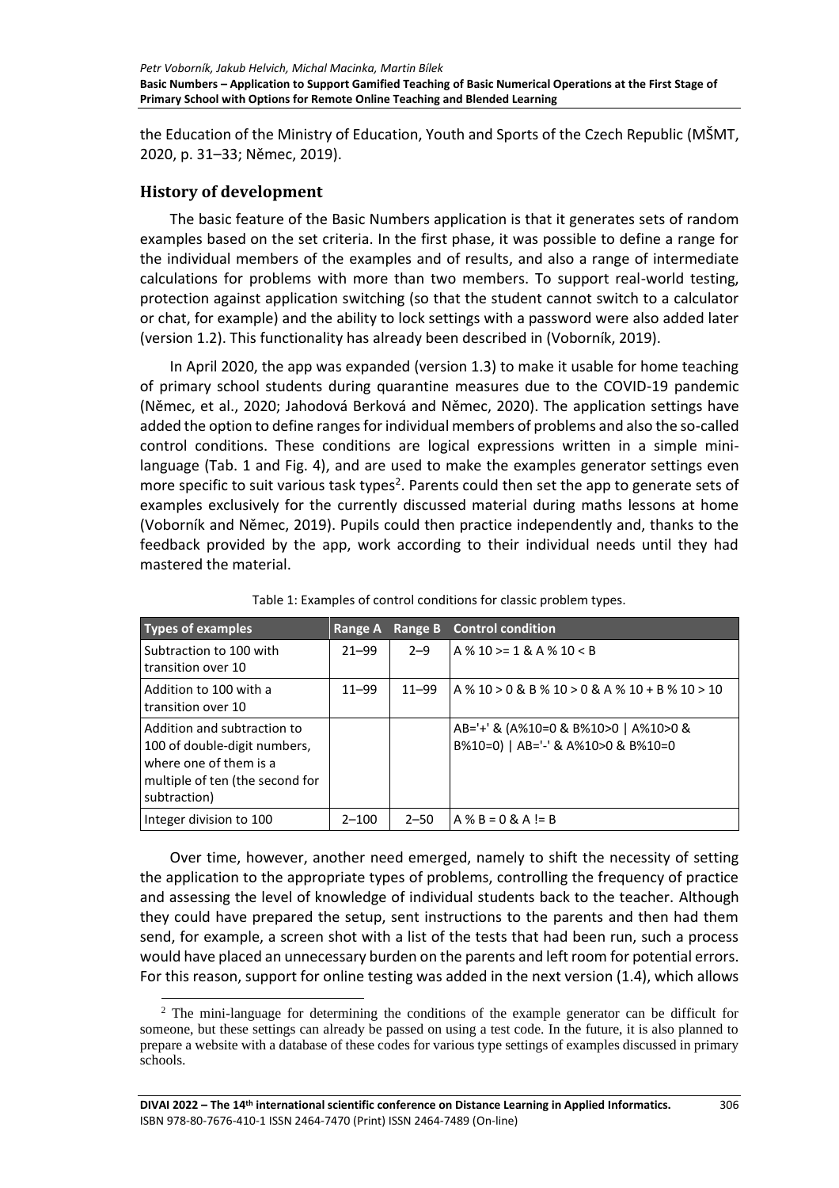the Education of the Ministry of Education, Youth and Sports of the Czech Republic (MŠMT, 2020, p. 31–33; Němec, 2019).

## History of development

The basic feature of the Basic Numbers application is that it generates sets of random examples based on the set criteria. In the first phase, it was possible to define a range for the individual members of the examples and of results, and also a range of intermediate calculations for problems with more than two members. To support real-world testing, protection against application switching (so that the student cannot switch to a calculator or chat, for example) and the ability to lock settings with a password were also added later (version 1.2). This functionality has already been described in (Voborník, 2019).

In April 2020, the app was expanded (version 1.3) to make it usable for home teaching of primary school students during quarantine measures due to the COVID-19 pandemic (Němec, et al., 2020; Jahodová Berková and Němec, 2020). The application settings have added the option to define ranges for individual members of problems and also the so-called control conditions. These conditions are logical expressions written in a simple mini-language (Tab. 1 and Fig. 4), and are used to make the examples generator settings even more specific to suit various task types[2]. Parents could then set the app to generate sets of examples exclusively for the currently discussed material during maths lessons at home (Voborník and Němec, 2019). Pupils could then practice independently and, thanks to the feedback provided by the app, work according to their individual needs until they had mastered the material.

Table 1: Examples of control conditions for classic problem types.

| Types of examples | Range A | Range B | Control condition |
|---|---|---|---|
| Subtraction to 100 with transition over 10 | 21–99 | 2–9 | A % 10 >= 1 & A % 10 < B |
| Addition to 100 with a transition over 10 | 11–99 | 11–99 | A % 10 > 0 & B % 10 > 0 & A % 10 + B % 10 > 10 |
| Addition and subtraction to 100 of double-digit numbers, where one of them is a multiple of ten (the second for subtraction) | | | AB='+' & (A%10=0 & B%10>0 \| A%10>0 & B%10=0) \| AB='-' & A%10>0 & B%10=0 |
| Integer division to 100 | 2–100 | 2–50 | A % B = 0 & A != B |

Over time, however, another need emerged, namely to shift the necessity of setting the application to the appropriate types of problems, controlling the frequency of practice and assessing the level of knowledge of individual students back to the teacher. Although they could have prepared the setup, sent instructions to the parents and then had them send, for example, a screen shot with a list of the tests that had been run, such a process would have placed an unnecessary burden on the parents and left room for potential errors. For this reason, support for online testing was added in the next version (1.4), which allows

[2] The mini-language for determining the conditions of the example generator can be difficult for someone, but these settings can already be passed on using a test code. In the future, it is also planned to prepare a website with a database of these codes for various type settings of examples discussed in primary schools.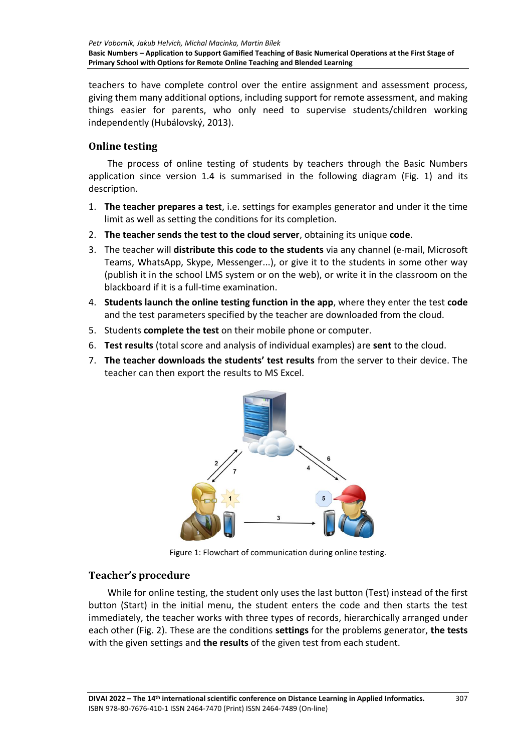teachers to have complete control over the entire assignment and assessment process, giving them many additional options, including support for remote assessment, and making things easier for parents, who only need to supervise students/children working independently (Hubálovský, 2013).

## Online testing

The process of online testing of students by teachers through the Basic Numbers application since version 1.4 is summarised in the following diagram (Fig. 1) and its description.

1. **The teacher prepares a test**, i.e. settings for examples generator and under it the time limit as well as setting the conditions for its completion.
2. **The teacher sends the test to the cloud server**, obtaining its unique **code**.
3. The teacher will **distribute this code to the students** via any channel (e-mail, Microsoft Teams, WhatsApp, Skype, Messenger...), or give it to the students in some other way (publish it in the school LMS system or on the web), or write it in the classroom on the blackboard if it is a full-time examination.
4. **Students launch the online testing function in the app**, where they enter the test **code** and the test parameters specified by the teacher are downloaded from the cloud.
5. Students **complete the test** on their mobile phone or computer.
6. **Test results** (total score and analysis of individual examples) are **sent** to the cloud.
7. **The teacher downloads the students' test results** from the server to their device. The teacher can then export the results to MS Excel.

Figure 1: Flowchart of communication during online testing.

## Teacher's procedure

While for online testing, the student only uses the last button (Test) instead of the first button (Start) in the initial menu, the student enters the code and then starts the test immediately, the teacher works with three types of records, hierarchically arranged under each other (Fig. 2). These are the conditions **settings** for the problems generator, **the tests** with the given settings and **the results** of the given test from each student.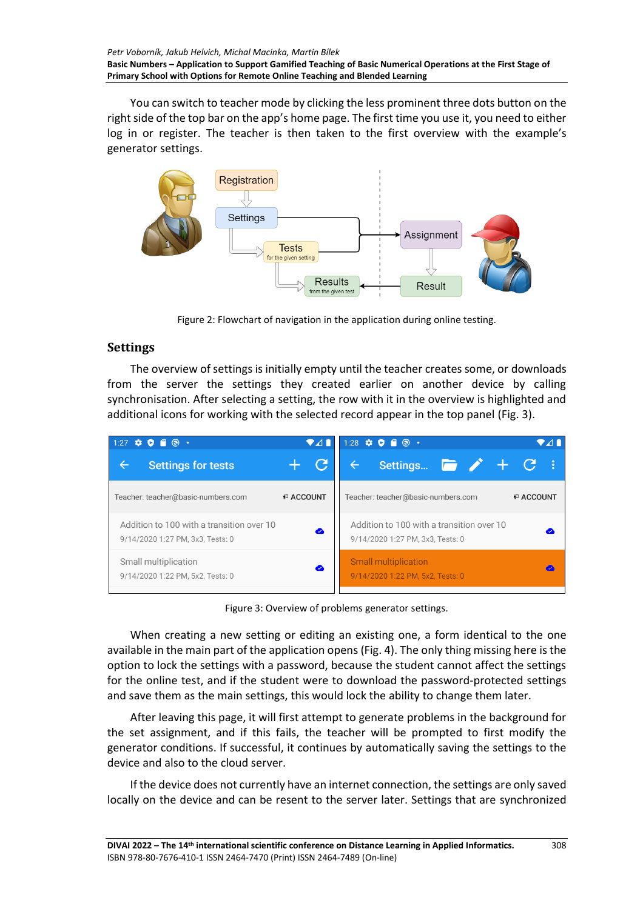You can switch to teacher mode by clicking the less prominent three dots button on the right side of the top bar on the app's home page. The first time you use it, you need to either log in or register. The teacher is then taken to the first overview with the example's generator settings.

Figure 2: Flowchart of navigation in the application during online testing.

## Settings

The overview of settings is initially empty until the teacher creates some, or downloads from the server the settings they created earlier on another device by calling synchronisation. After selecting a setting, the row with it in the overview is highlighted and additional icons for working with the selected record appear in the top panel (Fig. 3).

Figure 3: Overview of problems generator settings.

When creating a new setting or editing an existing one, a form identical to the one available in the main part of the application opens (Fig. 4). The only thing missing here is the option to lock the settings with a password, because the student cannot affect the settings for the online test, and if the student were to download the password-protected settings and save them as the main settings, this would lock the ability to change them later.

After leaving this page, it will first attempt to generate problems in the background for the set assignment, and if this fails, the teacher will be prompted to first modify the generator conditions. If successful, it continues by automatically saving the settings to the device and also to the cloud server.

If the device does not currently have an internet connection, the settings are only saved locally on the device and can be resent to the server later. Settings that are synchronized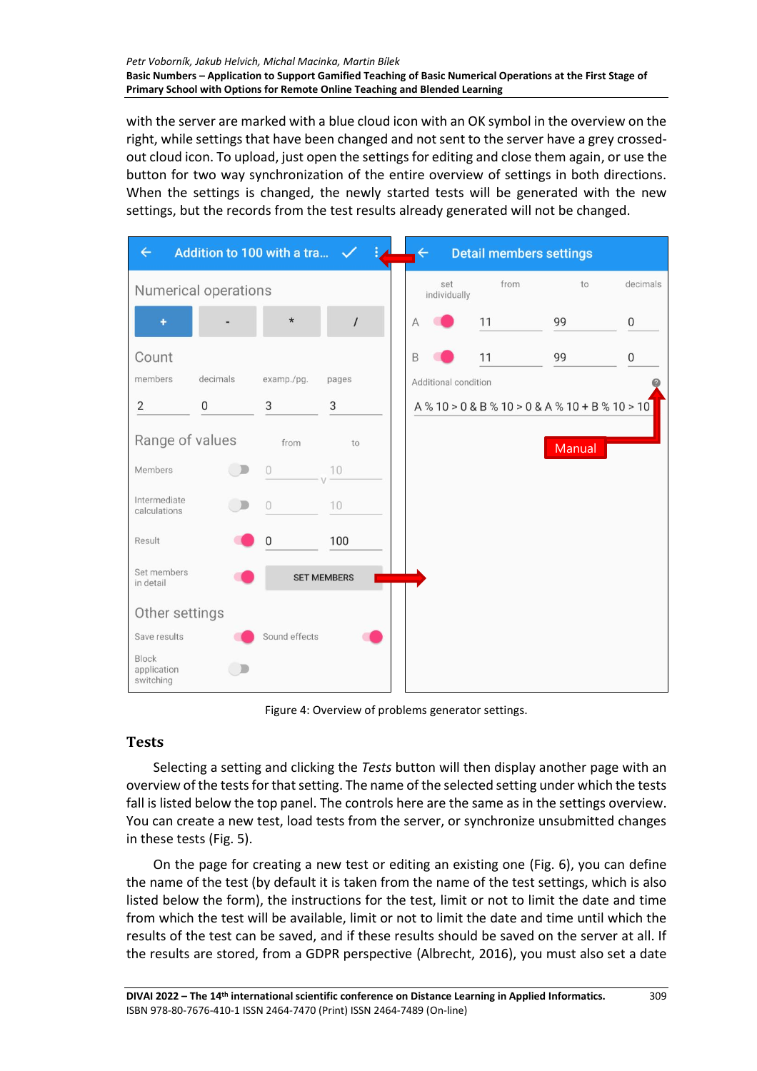with the server are marked with a blue cloud icon with an OK symbol in the overview on the right, while settings that have been changed and not sent to the server have a grey crossed-out cloud icon. To upload, just open the settings for editing and close them again, or use the button for two way synchronization of the entire overview of settings in both directions. When the settings is changed, the newly started tests will be generated with the new settings, but the records from the test results already generated will not be changed.

Figure 4: Overview of problems generator settings.

## Tests

Selecting a setting and clicking the *Tests* button will then display another page with an overview of the tests for that setting. The name of the selected setting under which the tests fall is listed below the top panel. The controls here are the same as in the settings overview. You can create a new test, load tests from the server, or synchronize unsubmitted changes in these tests (Fig. 5).

On the page for creating a new test or editing an existing one (Fig. 6), you can define the name of the test (by default it is taken from the name of the test settings, which is also listed below the form), the instructions for the test, limit or not to limit the date and time from which the test will be available, limit or not to limit the date and time until which the results of the test can be saved, and if these results should be saved on the server at all. If the results are stored, from a GDPR perspective (Albrecht, 2016), you must also set a date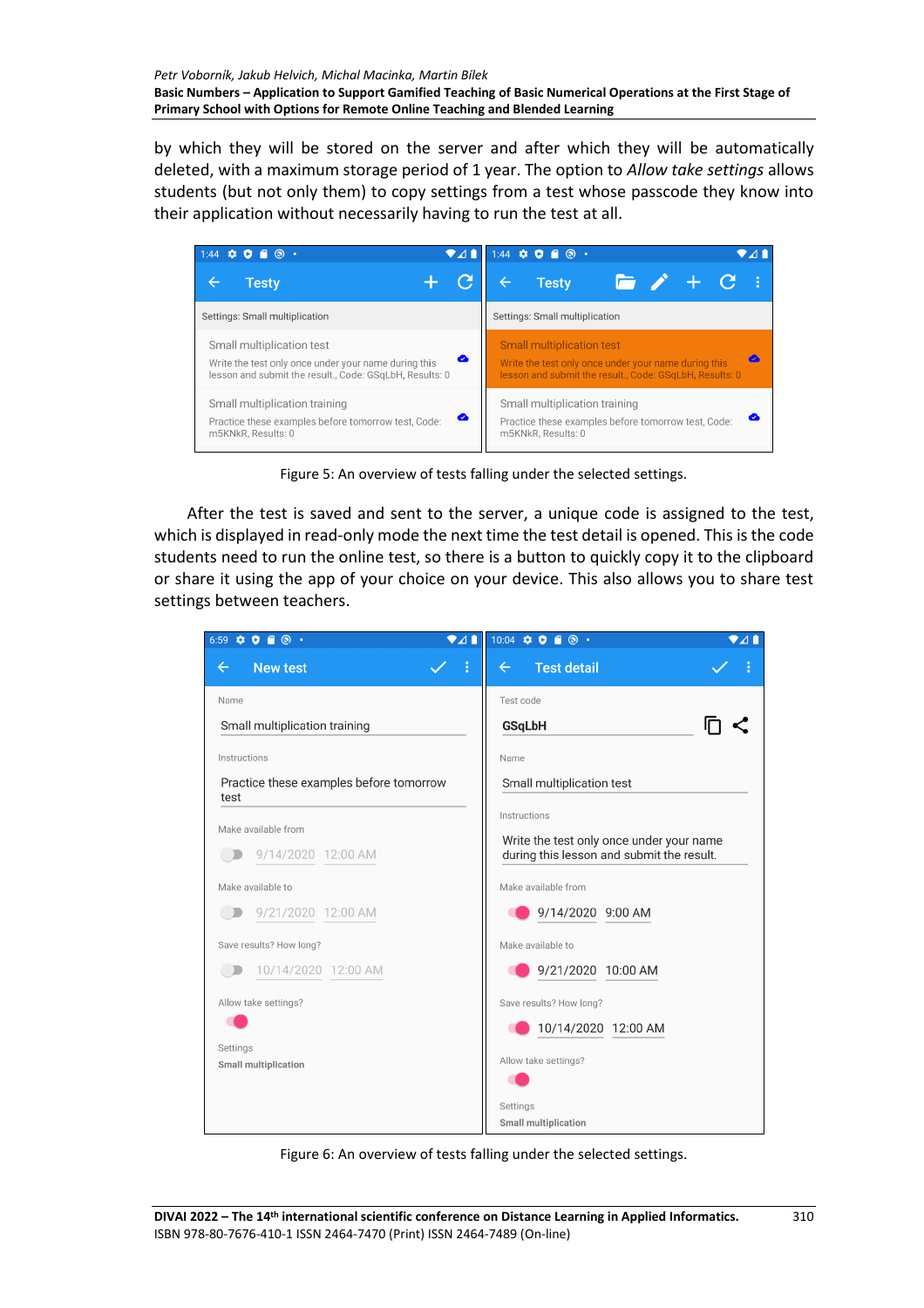by which they will be stored on the server and after which they will be automatically deleted, with a maximum storage period of 1 year. The option to *Allow take settings* allows students (but not only them) to copy settings from a test whose passcode they know into their application without necessarily having to run the test at all.

Figure 5: An overview of tests falling under the selected settings.

After the test is saved and sent to the server, a unique code is assigned to the test, which is displayed in read-only mode the next time the test detail is opened. This is the code students need to run the online test, so there is a button to quickly copy it to the clipboard or share it using the app of your choice on your device. This also allows you to share test settings between teachers.

Figure 6: An overview of tests falling under the selected settings.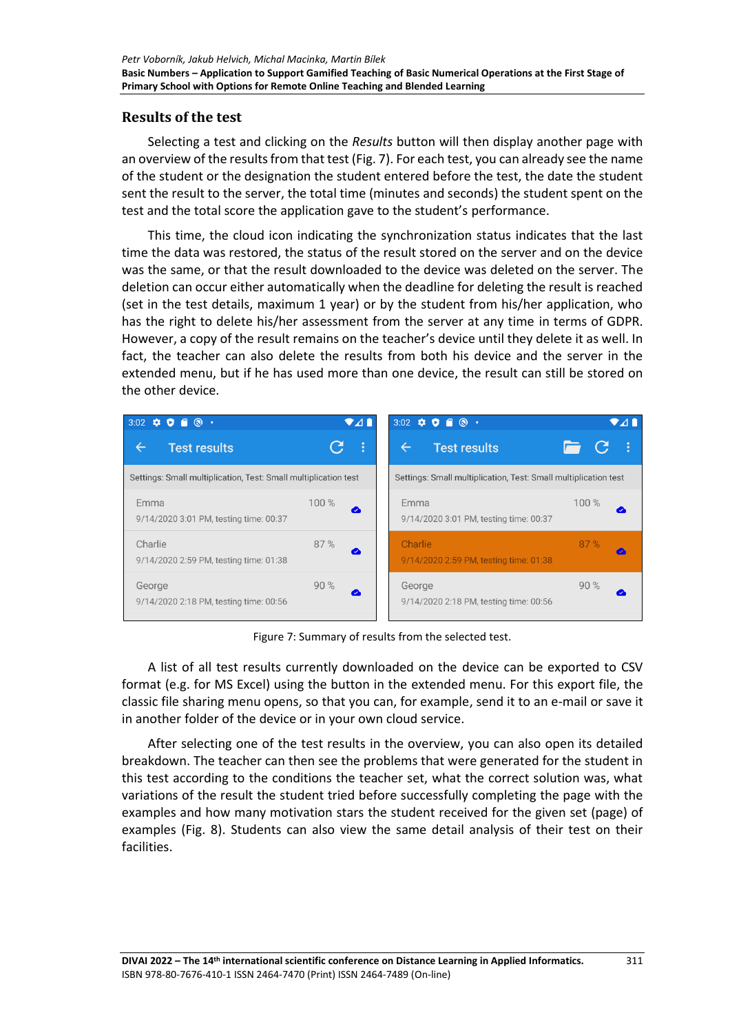## Results of the test

Selecting a test and clicking on the *Results* button will then display another page with an overview of the results from that test (Fig. 7). For each test, you can already see the name of the student or the designation the student entered before the test, the date the student sent the result to the server, the total time (minutes and seconds) the student spent on the test and the total score the application gave to the student's performance.

This time, the cloud icon indicating the synchronization status indicates that the last time the data was restored, the status of the result stored on the server and on the device was the same, or that the result downloaded to the device was deleted on the server. The deletion can occur either automatically when the deadline for deleting the result is reached (set in the test details, maximum 1 year) or by the student from his/her application, who has the right to delete his/her assessment from the server at any time in terms of GDPR. However, a copy of the result remains on the teacher's device until they delete it as well. In fact, the teacher can also delete the results from both his device and the server in the extended menu, but if he has used more than one device, the result can still be stored on the other device.

Figure 7: Summary of results from the selected test.

A list of all test results currently downloaded on the device can be exported to CSV format (e.g. for MS Excel) using the button in the extended menu. For this export file, the classic file sharing menu opens, so that you can, for example, send it to an e-mail or save it in another folder of the device or in your own cloud service.

After selecting one of the test results in the overview, you can also open its detailed breakdown. The teacher can then see the problems that were generated for the student in this test according to the conditions the teacher set, what the correct solution was, what variations of the result the student tried before successfully completing the page with the examples and how many motivation stars the student received for the given set (page) of examples (Fig. 8). Students can also view the same detail analysis of their test on their facilities.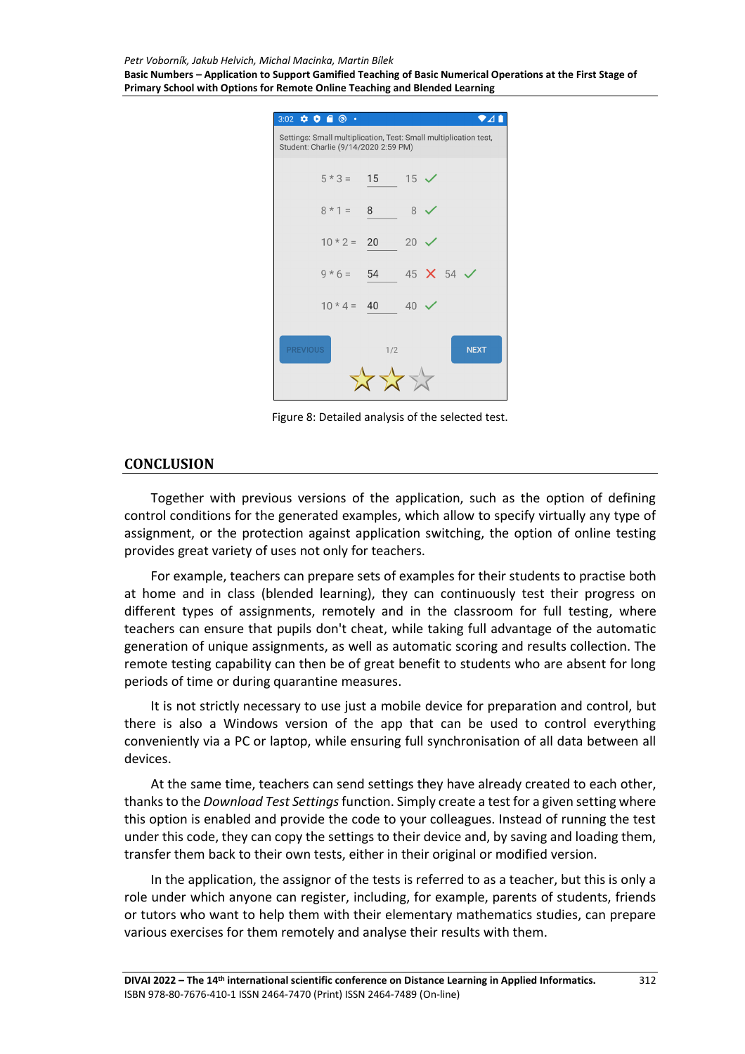Figure 8: Detailed analysis of the selected test.

## CONCLUSION

Together with previous versions of the application, such as the option of defining control conditions for the generated examples, which allow to specify virtually any type of assignment, or the protection against application switching, the option of online testing provides great variety of uses not only for teachers.

For example, teachers can prepare sets of examples for their students to practise both at home and in class (blended learning), they can continuously test their progress on different types of assignments, remotely and in the classroom for full testing, where teachers can ensure that pupils don't cheat, while taking full advantage of the automatic generation of unique assignments, as well as automatic scoring and results collection. The remote testing capability can then be of great benefit to students who are absent for long periods of time or during quarantine measures.

It is not strictly necessary to use just a mobile device for preparation and control, but there is also a Windows version of the app that can be used to control everything conveniently via a PC or laptop, while ensuring full synchronisation of all data between all devices.

At the same time, teachers can send settings they have already created to each other, thanks to the *Download Test Settings* function. Simply create a test for a given setting where this option is enabled and provide the code to your colleagues. Instead of running the test under this code, they can copy the settings to their device and, by saving and loading them, transfer them back to their own tests, either in their original or modified version.

In the application, the assignor of the tests is referred to as a teacher, but this is only a role under which anyone can register, including, for example, parents of students, friends or tutors who want to help them with their elementary mathematics studies, can prepare various exercises for them remotely and analyse their results with them.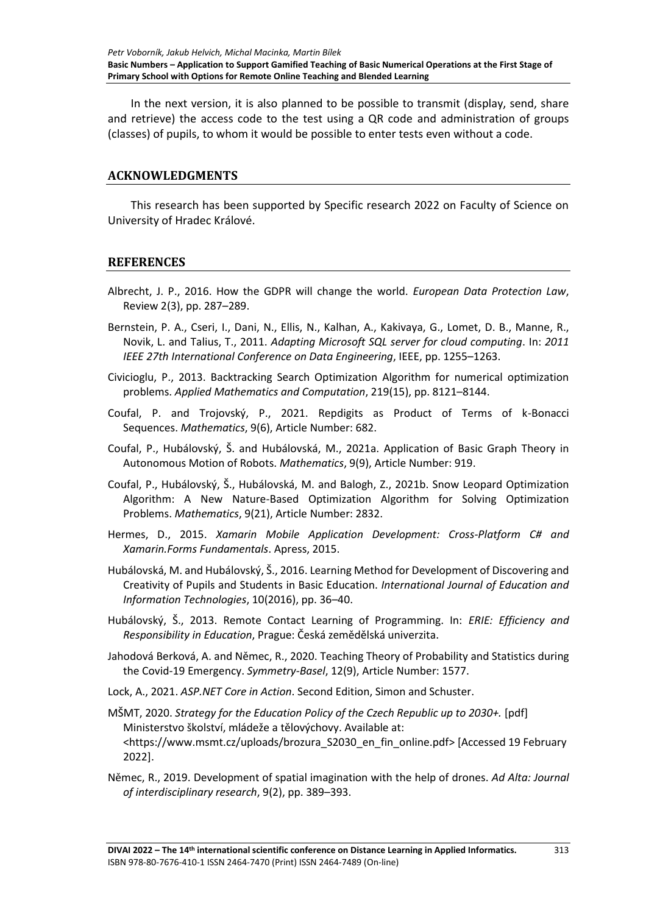In the next version, it is also planned to be possible to transmit (display, send, share and retrieve) the access code to the test using a QR code and administration of groups (classes) of pupils, to whom it would be possible to enter tests even without a code.

## ACKNOWLEDGMENTS

This research has been supported by Specific research 2022 on Faculty of Science on University of Hradec Králové.

## REFERENCES

Albrecht, J. P., 2016. How the GDPR will change the world. *European Data Protection Law*, Review 2(3), pp. 287–289.

Bernstein, P. A., Cseri, I., Dani, N., Ellis, N., Kalhan, A., Kakivaya, G., Lomet, D. B., Manne, R., Novik, L. and Talius, T., 2011. *Adapting Microsoft SQL server for cloud computing*. In: *2011 IEEE 27th International Conference on Data Engineering*, IEEE, pp. 1255–1263.

Civicioglu, P., 2013. Backtracking Search Optimization Algorithm for numerical optimization problems. *Applied Mathematics and Computation*, 219(15), pp. 8121–8144.

Coufal, P. and Trojovský, P., 2021. Repdigits as Product of Terms of k-Bonacci Sequences. *Mathematics*, 9(6), Article Number: 682.

Coufal, P., Hubálovský, Š. and Hubálovská, M., 2021a. Application of Basic Graph Theory in Autonomous Motion of Robots. *Mathematics*, 9(9), Article Number: 919.

Coufal, P., Hubálovský, Š., Hubálovská, M. and Balogh, Z., 2021b. Snow Leopard Optimization Algorithm: A New Nature-Based Optimization Algorithm for Solving Optimization Problems. *Mathematics*, 9(21), Article Number: 2832.

Hermes, D., 2015. *Xamarin Mobile Application Development: Cross-Platform C# and Xamarin.Forms Fundamentals*. Apress, 2015.

Hubálovská, M. and Hubálovský, Š., 2016. Learning Method for Development of Discovering and Creativity of Pupils and Students in Basic Education. *International Journal of Education and Information Technologies*, 10(2016), pp. 36–40.

Hubálovský, Š., 2013. Remote Contact Learning of Programming. In: *ERIE: Efficiency and Responsibility in Education*, Prague: Česká zemědělská univerzita.

Jahodová Berková, A. and Němec, R., 2020. Teaching Theory of Probability and Statistics during the Covid-19 Emergency. *Symmetry-Basel*, 12(9), Article Number: 1577.

Lock, A., 2021. *ASP.NET Core in Action*. Second Edition, Simon and Schuster.

MŠMT, 2020. *Strategy for the Education Policy of the Czech Republic up to 2030+.* [pdf] Ministerstvo školství, mládeže a tělovýchovy. Available at: <https://www.msmt.cz/uploads/brozura_S2030_en_fin_online.pdf> [Accessed 19 February 2022].

Němec, R., 2019. Development of spatial imagination with the help of drones. *Ad Alta: Journal of interdisciplinary research*, 9(2), pp. 389–393.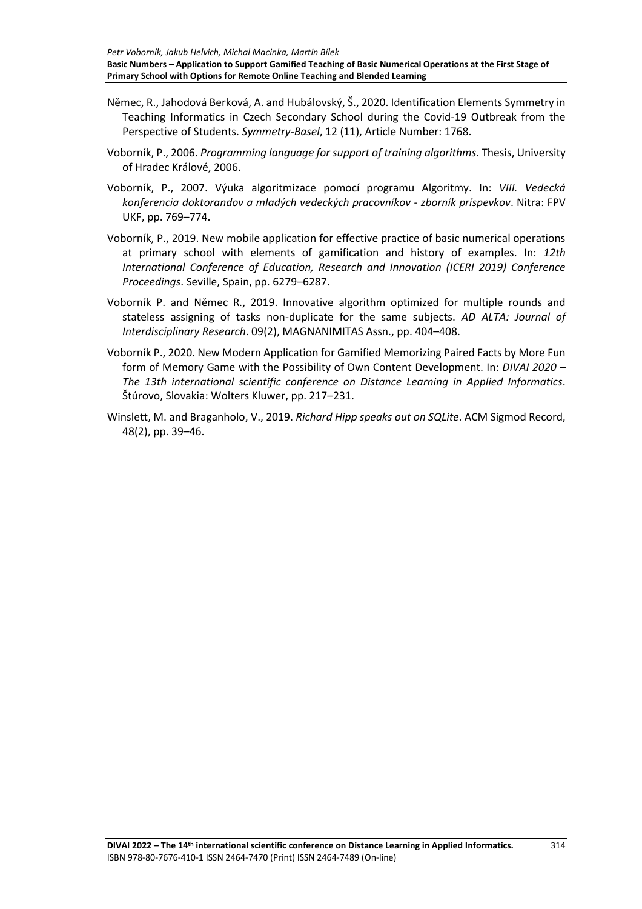Němec, R., Jahodová Berková, A. and Hubálovský, Š., 2020. Identification Elements Symmetry in Teaching Informatics in Czech Secondary School during the Covid-19 Outbreak from the Perspective of Students. *Symmetry-Basel*, 12 (11), Article Number: 1768.

Voborník, P., 2006. *Programming language for support of training algorithms*. Thesis, University of Hradec Králové, 2006.

Voborník, P., 2007. Výuka algoritmizace pomocí programu Algoritmy. In: *VIII. Vedecká konferencia doktorandov a mladých vedeckých pracovníkov - zborník príspevkov*. Nitra: FPV UKF, pp. 769–774.

Voborník, P., 2019. New mobile application for effective practice of basic numerical operations at primary school with elements of gamification and history of examples. In: *12th International Conference of Education, Research and Innovation (ICERI 2019) Conference Proceedings*. Seville, Spain, pp. 6279–6287.

Voborník P. and Němec R., 2019. Innovative algorithm optimized for multiple rounds and stateless assigning of tasks non-duplicate for the same subjects. *AD ALTA: Journal of Interdisciplinary Research*. 09(2), MAGNANIMITAS Assn., pp. 404–408.

Voborník P., 2020. New Modern Application for Gamified Memorizing Paired Facts by More Fun form of Memory Game with the Possibility of Own Content Development. In: *DIVAI 2020 – The 13th international scientific conference on Distance Learning in Applied Informatics*. Štúrovo, Slovakia: Wolters Kluwer, pp. 217–231.

Winslett, M. and Braganholo, V., 2019. *Richard Hipp speaks out on SQLite*. ACM Sigmod Record, 48(2), pp. 39–46.